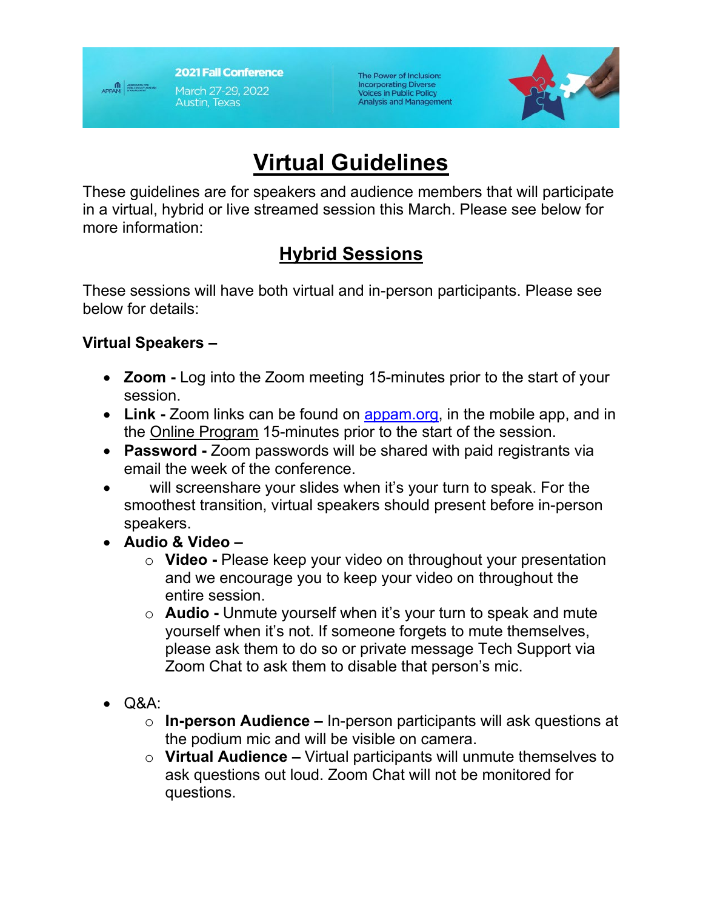2021 Fall Conference
March 27-29, 2022
Austin, Texas

The Power of Inclusion: Incorporating Diverse Voices in Public Policy Analysis and Management

# Virtual Guidelines

These guidelines are for speakers and audience members that will participate in a virtual, hybrid or live streamed session this March. Please see below for more information:

## Hybrid Sessions

These sessions will have both virtual and in-person participants. Please see below for details:

**Virtual Speakers –**

- **Zoom -** Log into the Zoom meeting 15-minutes prior to the start of your session.
- **Link -** Zoom links can be found on appam.org, in the mobile app, and in the Online Program 15-minutes prior to the start of the session.
- **Password -** Zoom passwords will be shared with paid registrants via email the week of the conference.
- will screenshare your slides when it's your turn to speak. For the smoothest transition, virtual speakers should present before in-person speakers.
- **Audio & Video –**
  - **Video -** Please keep your video on throughout your presentation and we encourage you to keep your video on throughout the entire session.
  - **Audio -** Unmute yourself when it's your turn to speak and mute yourself when it's not. If someone forgets to mute themselves, please ask them to do so or private message Tech Support via Zoom Chat to ask them to disable that person's mic.

- Q&A:
  - **In-person Audience –** In-person participants will ask questions at the podium mic and will be visible on camera.
  - **Virtual Audience –** Virtual participants will unmute themselves to ask questions out loud. Zoom Chat will not be monitored for questions.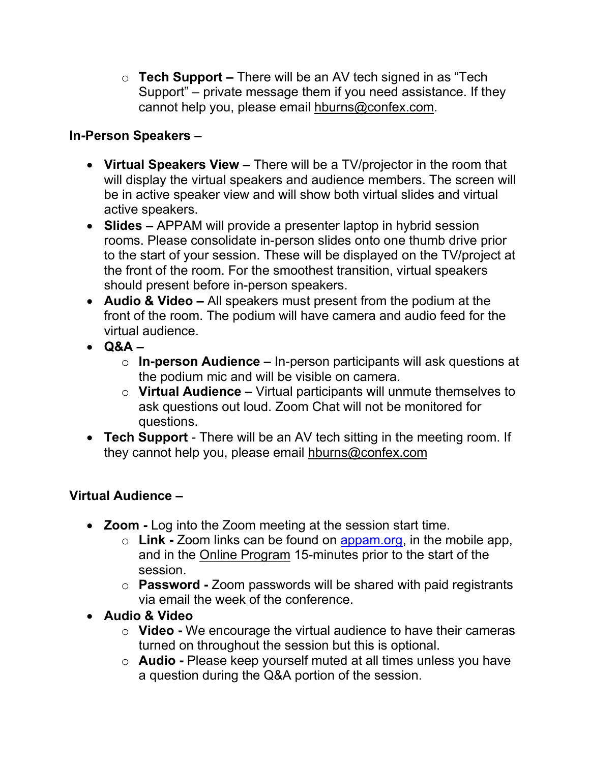- **Tech Support –** There will be an AV tech signed in as "Tech Support" – private message them if you need assistance. If they cannot help you, please email hburns@confex.com.

**In-Person Speakers –**

- **Virtual Speakers View –** There will be a TV/projector in the room that will display the virtual speakers and audience members. The screen will be in active speaker view and will show both virtual slides and virtual active speakers.
- **Slides –** APPAM will provide a presenter laptop in hybrid session rooms. Please consolidate in-person slides onto one thumb drive prior to the start of your session. These will be displayed on the TV/project at the front of the room. For the smoothest transition, virtual speakers should present before in-person speakers.
- **Audio & Video –** All speakers must present from the podium at the front of the room. The podium will have camera and audio feed for the virtual audience.
- **Q&A –**
  - **In-person Audience –** In-person participants will ask questions at the podium mic and will be visible on camera.
  - **Virtual Audience –** Virtual participants will unmute themselves to ask questions out loud. Zoom Chat will not be monitored for questions.
- **Tech Support** - There will be an AV tech sitting in the meeting room. If they cannot help you, please email hburns@confex.com

**Virtual Audience –**

- **Zoom -** Log into the Zoom meeting at the session start time.
  - **Link -** Zoom links can be found on appam.org, in the mobile app, and in the Online Program 15-minutes prior to the start of the session.
  - **Password -** Zoom passwords will be shared with paid registrants via email the week of the conference.
- **Audio & Video**
  - **Video -** We encourage the virtual audience to have their cameras turned on throughout the session but this is optional.
  - **Audio -** Please keep yourself muted at all times unless you have a question during the Q&A portion of the session.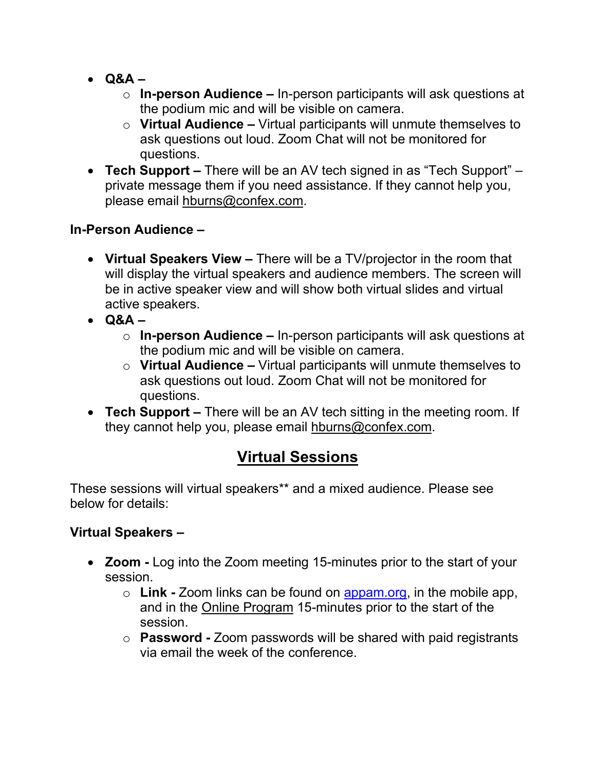- **Q&A –**
  - **In-person Audience –** In-person participants will ask questions at the podium mic and will be visible on camera.
  - **Virtual Audience –** Virtual participants will unmute themselves to ask questions out loud. Zoom Chat will not be monitored for questions.
- **Tech Support –** There will be an AV tech signed in as "Tech Support" – private message them if you need assistance. If they cannot help you, please email hburns@confex.com.

**In-Person Audience –**

- **Virtual Speakers View –** There will be a TV/projector in the room that will display the virtual speakers and audience members. The screen will be in active speaker view and will show both virtual slides and virtual active speakers.
- **Q&A –**
  - **In-person Audience –** In-person participants will ask questions at the podium mic and will be visible on camera.
  - **Virtual Audience –** Virtual participants will unmute themselves to ask questions out loud. Zoom Chat will not be monitored for questions.
- **Tech Support –** There will be an AV tech sitting in the meeting room. If they cannot help you, please email hburns@confex.com.

## Virtual Sessions

These sessions will virtual speakers** and a mixed audience. Please see below for details:

**Virtual Speakers –**

- **Zoom -** Log into the Zoom meeting 15-minutes prior to the start of your session.
  - **Link -** Zoom links can be found on appam.org, in the mobile app, and in the Online Program 15-minutes prior to the start of the session.
  - **Password -** Zoom passwords will be shared with paid registrants via email the week of the conference.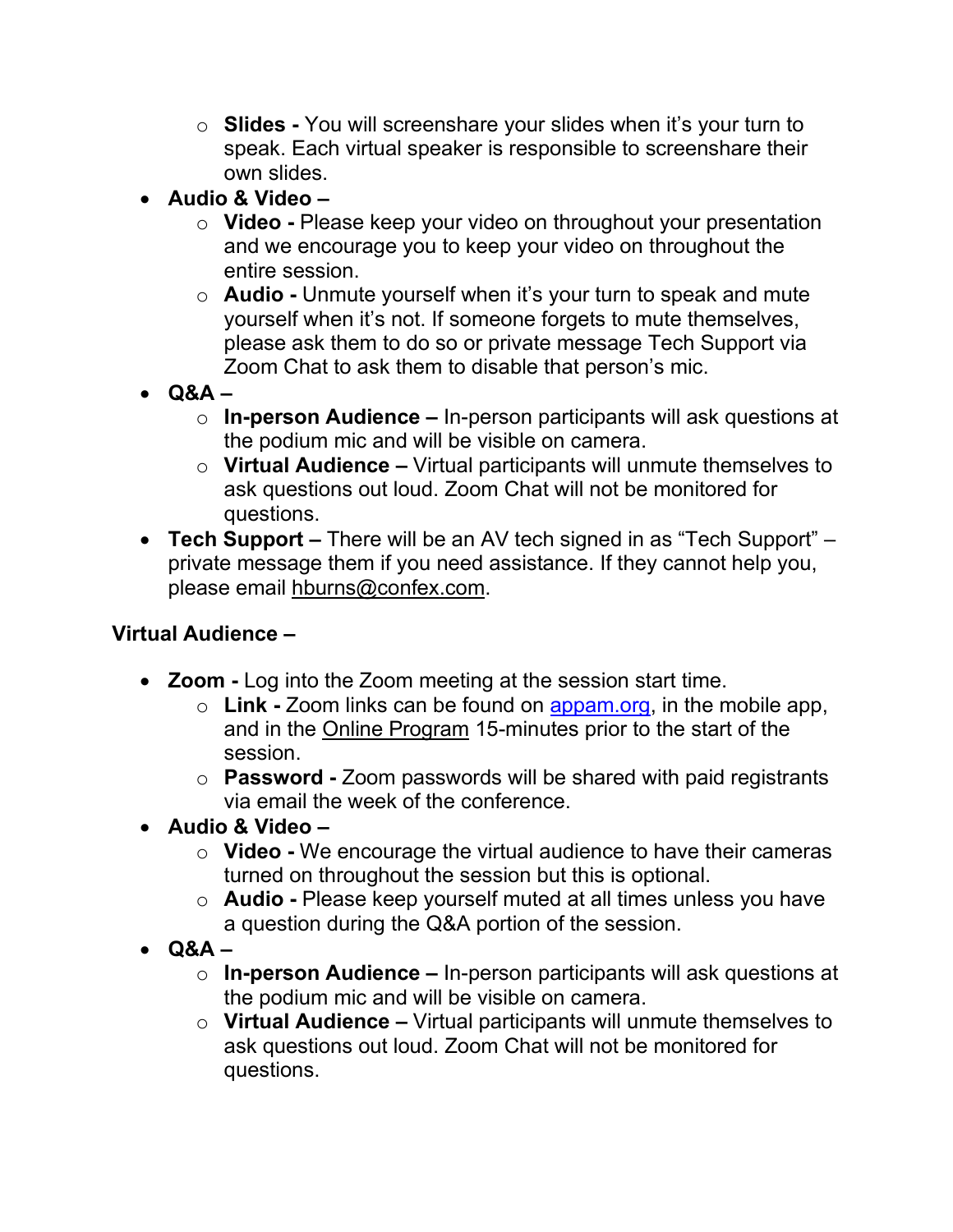- **Slides -** You will screenshare your slides when it's your turn to speak. Each virtual speaker is responsible to screenshare their own slides.
- **Audio & Video –**
    - **Video -** Please keep your video on throughout your presentation and we encourage you to keep your video on throughout the entire session.
    - **Audio -** Unmute yourself when it's your turn to speak and mute yourself when it's not. If someone forgets to mute themselves, please ask them to do so or private message Tech Support via Zoom Chat to ask them to disable that person's mic.
- **Q&A –**
    - **In-person Audience –** In-person participants will ask questions at the podium mic and will be visible on camera.
    - **Virtual Audience –** Virtual participants will unmute themselves to ask questions out loud. Zoom Chat will not be monitored for questions.
- **Tech Support –** There will be an AV tech signed in as "Tech Support" – private message them if you need assistance. If they cannot help you, please email hburns@confex.com.

**Virtual Audience –**

- **Zoom -** Log into the Zoom meeting at the session start time.
    - **Link -** Zoom links can be found on appam.org, in the mobile app, and in the Online Program 15-minutes prior to the start of the session.
    - **Password -** Zoom passwords will be shared with paid registrants via email the week of the conference.
- **Audio & Video –**
    - **Video -** We encourage the virtual audience to have their cameras turned on throughout the session but this is optional.
    - **Audio -** Please keep yourself muted at all times unless you have a question during the Q&A portion of the session.
- **Q&A –**
    - **In-person Audience –** In-person participants will ask questions at the podium mic and will be visible on camera.
    - **Virtual Audience –** Virtual participants will unmute themselves to ask questions out loud. Zoom Chat will not be monitored for questions.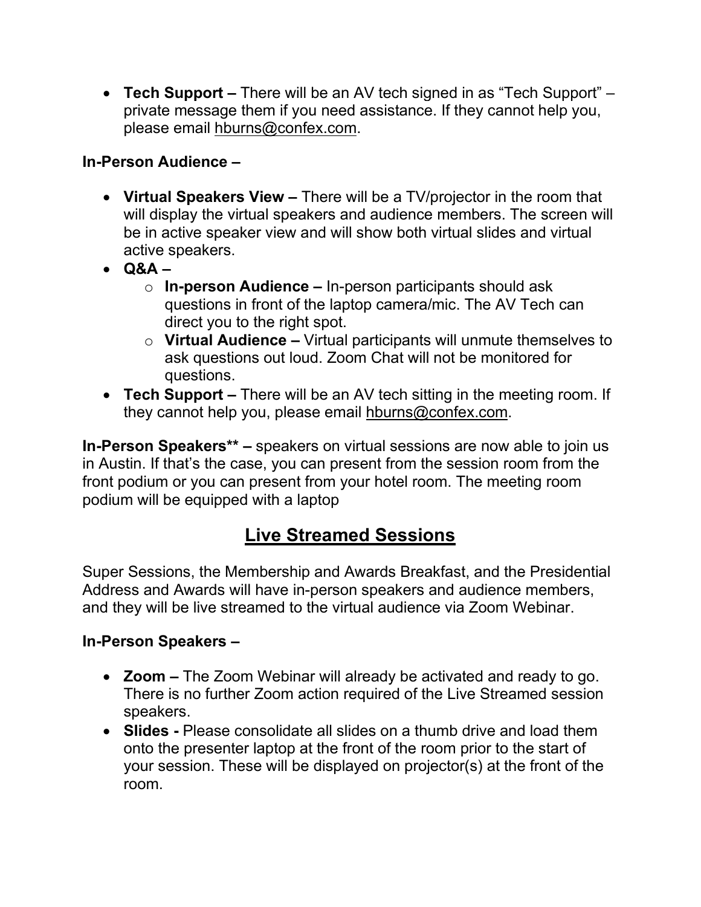- **Tech Support –** There will be an AV tech signed in as "Tech Support" – private message them if you need assistance. If they cannot help you, please email hburns@confex.com.

**In-Person Audience –**

- **Virtual Speakers View –** There will be a TV/projector in the room that will display the virtual speakers and audience members. The screen will be in active speaker view and will show both virtual slides and virtual active speakers.
- **Q&A –**
  - **In-person Audience –** In-person participants should ask questions in front of the laptop camera/mic. The AV Tech can direct you to the right spot.
  - **Virtual Audience –** Virtual participants will unmute themselves to ask questions out loud. Zoom Chat will not be monitored for questions.
- **Tech Support –** There will be an AV tech sitting in the meeting room. If they cannot help you, please email hburns@confex.com.

**In-Person Speakers\*\* –** speakers on virtual sessions are now able to join us in Austin. If that's the case, you can present from the session room from the front podium or you can present from your hotel room. The meeting room podium will be equipped with a laptop

## Live Streamed Sessions

Super Sessions, the Membership and Awards Breakfast, and the Presidential Address and Awards will have in-person speakers and audience members, and they will be live streamed to the virtual audience via Zoom Webinar.

**In-Person Speakers –**

- **Zoom –** The Zoom Webinar will already be activated and ready to go. There is no further Zoom action required of the Live Streamed session speakers.
- **Slides -** Please consolidate all slides on a thumb drive and load them onto the presenter laptop at the front of the room prior to the start of your session. These will be displayed on projector(s) at the front of the room.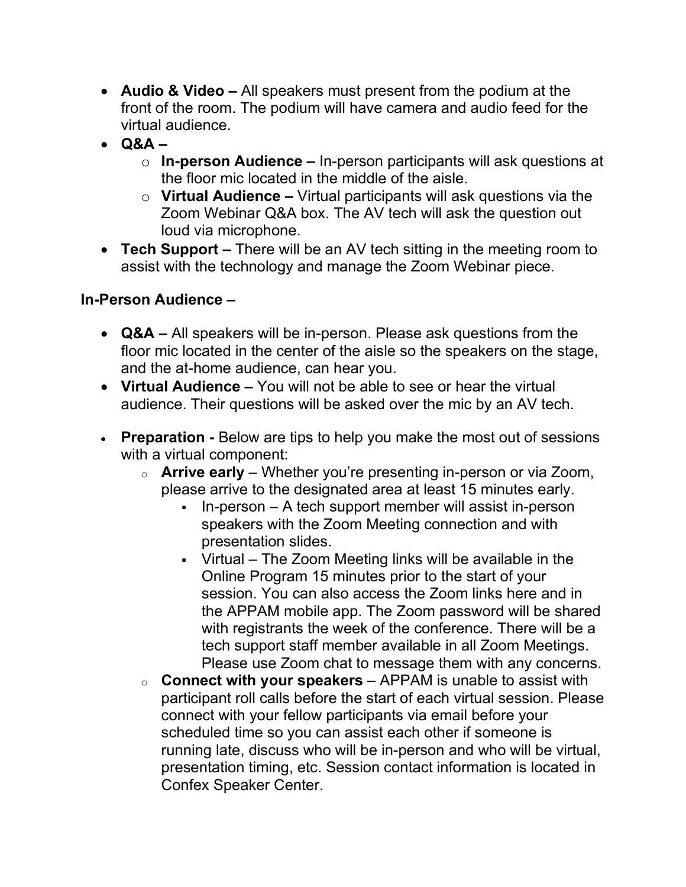- **Audio & Video –** All speakers must present from the podium at the front of the room. The podium will have camera and audio feed for the virtual audience.
- **Q&A –**
  - **In-person Audience –** In-person participants will ask questions at the floor mic located in the middle of the aisle.
  - **Virtual Audience –** Virtual participants will ask questions via the Zoom Webinar Q&A box. The AV tech will ask the question out loud via microphone.
- **Tech Support –** There will be an AV tech sitting in the meeting room to assist with the technology and manage the Zoom Webinar piece.

**In-Person Audience –**

- **Q&A –** All speakers will be in-person. Please ask questions from the floor mic located in the center of the aisle so the speakers on the stage, and the at-home audience, can hear you.
- **Virtual Audience –** You will not be able to see or hear the virtual audience. Their questions will be asked over the mic by an AV tech.

- **Preparation -** Below are tips to help you make the most out of sessions with a virtual component:
  - **Arrive early** – Whether you're presenting in-person or via Zoom, please arrive to the designated area at least 15 minutes early.
    - In-person – A tech support member will assist in-person speakers with the Zoom Meeting connection and with presentation slides.
    - Virtual – The Zoom Meeting links will be available in the Online Program 15 minutes prior to the start of your session. You can also access the Zoom links here and in the APPAM mobile app. The Zoom password will be shared with registrants the week of the conference. There will be a tech support staff member available in all Zoom Meetings. Please use Zoom chat to message them with any concerns.
  - **Connect with your speakers** – APPAM is unable to assist with participant roll calls before the start of each virtual session. Please connect with your fellow participants via email before your scheduled time so you can assist each other if someone is running late, discuss who will be in-person and who will be virtual, presentation timing, etc. Session contact information is located in Confex Speaker Center.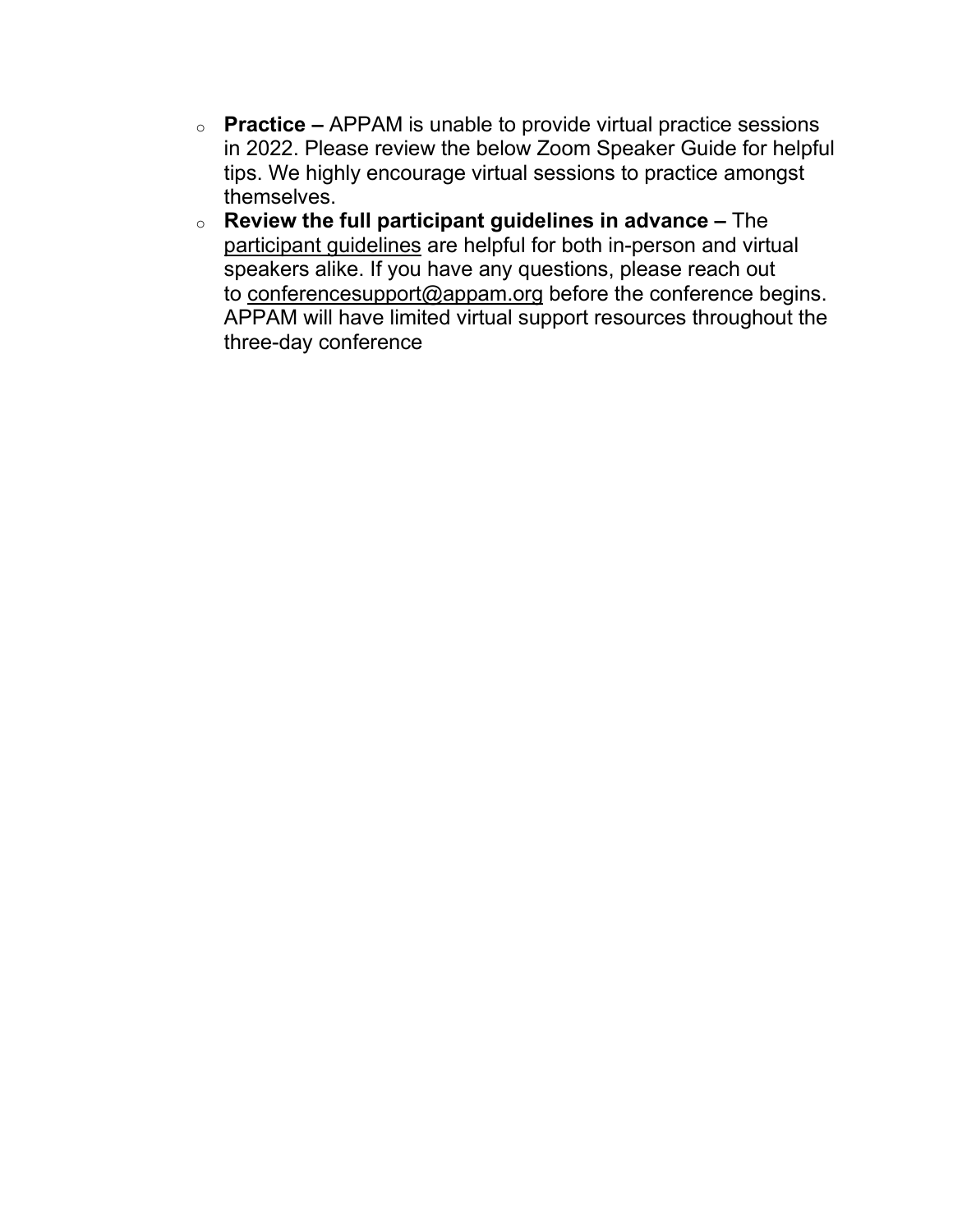- **Practice –** APPAM is unable to provide virtual practice sessions in 2022. Please review the below Zoom Speaker Guide for helpful tips. We highly encourage virtual sessions to practice amongst themselves.
- **Review the full participant guidelines in advance –** The participant guidelines are helpful for both in-person and virtual speakers alike. If you have any questions, please reach out to conferencesupport@appam.org before the conference begins. APPAM will have limited virtual support resources throughout the three-day conference